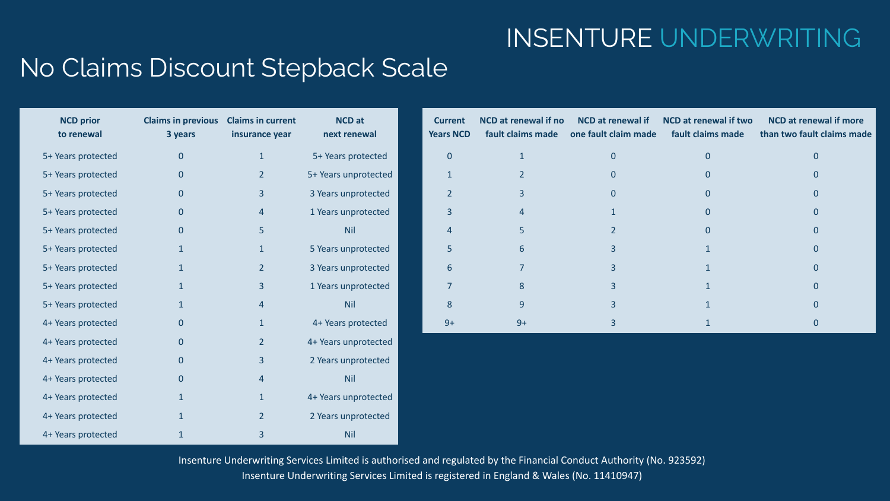INSENTURE UNDERWRITING

# No Claims Discount Stepback Scale

| NCD prior to renewal | Claims in previous 3 years | Claims in current insurance year | NCD at next renewal |
|---|---|---|---|
| 5+ Years protected | 0 | 1 | 5+ Years protected |
| 5+ Years protected | 0 | 2 | 5+ Years unprotected |
| 5+ Years protected | 0 | 3 | 3 Years unprotected |
| 5+ Years protected | 0 | 4 | 1 Years unprotected |
| 5+ Years protected | 0 | 5 | Nil |
| 5+ Years protected | 1 | 1 | 5 Years unprotected |
| 5+ Years protected | 1 | 2 | 3 Years unprotected |
| 5+ Years protected | 1 | 3 | 1 Years unprotected |
| 5+ Years protected | 1 | 4 | Nil |
| 4+ Years protected | 0 | 1 | 4+ Years protected |
| 4+ Years protected | 0 | 2 | 4+ Years unprotected |
| 4+ Years protected | 0 | 3 | 2 Years unprotected |
| 4+ Years protected | 0 | 4 | Nil |
| 4+ Years protected | 1 | 1 | 4+ Years unprotected |
| 4+ Years protected | 1 | 2 | 2 Years unprotected |
| 4+ Years protected | 1 | 3 | Nil |

| Current Years NCD | NCD at renewal if no fault claims made | NCD at renewal if one fault claim made | NCD at renewal if two fault claims made | NCD at renewal if more than two fault claims made |
|---|---|---|---|---|
| 0 | 1 | 0 | 0 | 0 |
| 1 | 2 | 0 | 0 | 0 |
| 2 | 3 | 0 | 0 | 0 |
| 3 | 4 | 1 | 0 | 0 |
| 4 | 5 | 2 | 0 | 0 |
| 5 | 6 | 3 | 1 | 0 |
| 6 | 7 | 3 | 1 | 0 |
| 7 | 8 | 3 | 1 | 0 |
| 8 | 9 | 3 | 1 | 0 |
| 9+ | 9+ | 3 | 1 | 0 |

Insenture Underwriting Services Limited is authorised and regulated by the Financial Conduct Authority (No. 923592)
Insenture Underwriting Services Limited is registered in England & Wales (No. 11410947)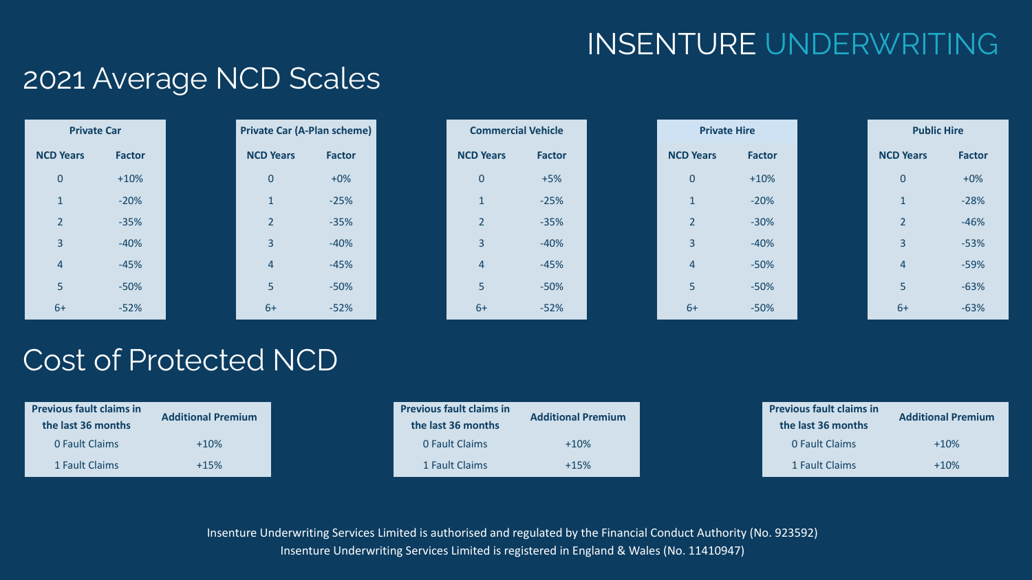INSENTURE UNDERWRITING

# 2021 Average NCD Scales

| Private Car | |
|---|---|
| **NCD Years** | **Factor** |
| 0 | +10% |
| 1 | -20% |
| 2 | -35% |
| 3 | -40% |
| 4 | -45% |
| 5 | -50% |
| 6+ | -52% |

| Private Car (A-Plan scheme) | |
|---|---|
| **NCD Years** | **Factor** |
| 0 | +0% |
| 1 | -25% |
| 2 | -35% |
| 3 | -40% |
| 4 | -45% |
| 5 | -50% |
| 6+ | -52% |

| Commercial Vehicle | |
|---|---|
| **NCD Years** | **Factor** |
| 0 | +5% |
| 1 | -25% |
| 2 | -35% |
| 3 | -40% |
| 4 | -45% |
| 5 | -50% |
| 6+ | -52% |

| Private Hire | |
|---|---|
| **NCD Years** | **Factor** |
| 0 | +10% |
| 1 | -20% |
| 2 | -30% |
| 3 | -40% |
| 4 | -50% |
| 5 | -50% |
| 6+ | -50% |

| Public Hire | |
|---|---|
| **NCD Years** | **Factor** |
| 0 | +0% |
| 1 | -28% |
| 2 | -46% |
| 3 | -53% |
| 4 | -59% |
| 5 | -63% |
| 6+ | -63% |

# Cost of Protected NCD

| Previous fault claims in the last 36 months | Additional Premium |
|---|---|
| 0 Fault Claims | +10% |
| 1 Fault Claims | +15% |

| Previous fault claims in the last 36 months | Additional Premium |
|---|---|
| 0 Fault Claims | +10% |
| 1 Fault Claims | +15% |

| Previous fault claims in the last 36 months | Additional Premium |
|---|---|
| 0 Fault Claims | +10% |
| 1 Fault Claims | +10% |

Insenture Underwriting Services Limited is authorised and regulated by the Financial Conduct Authority (No. 923592)
Insenture Underwriting Services Limited is registered in England & Wales (No. 11410947)